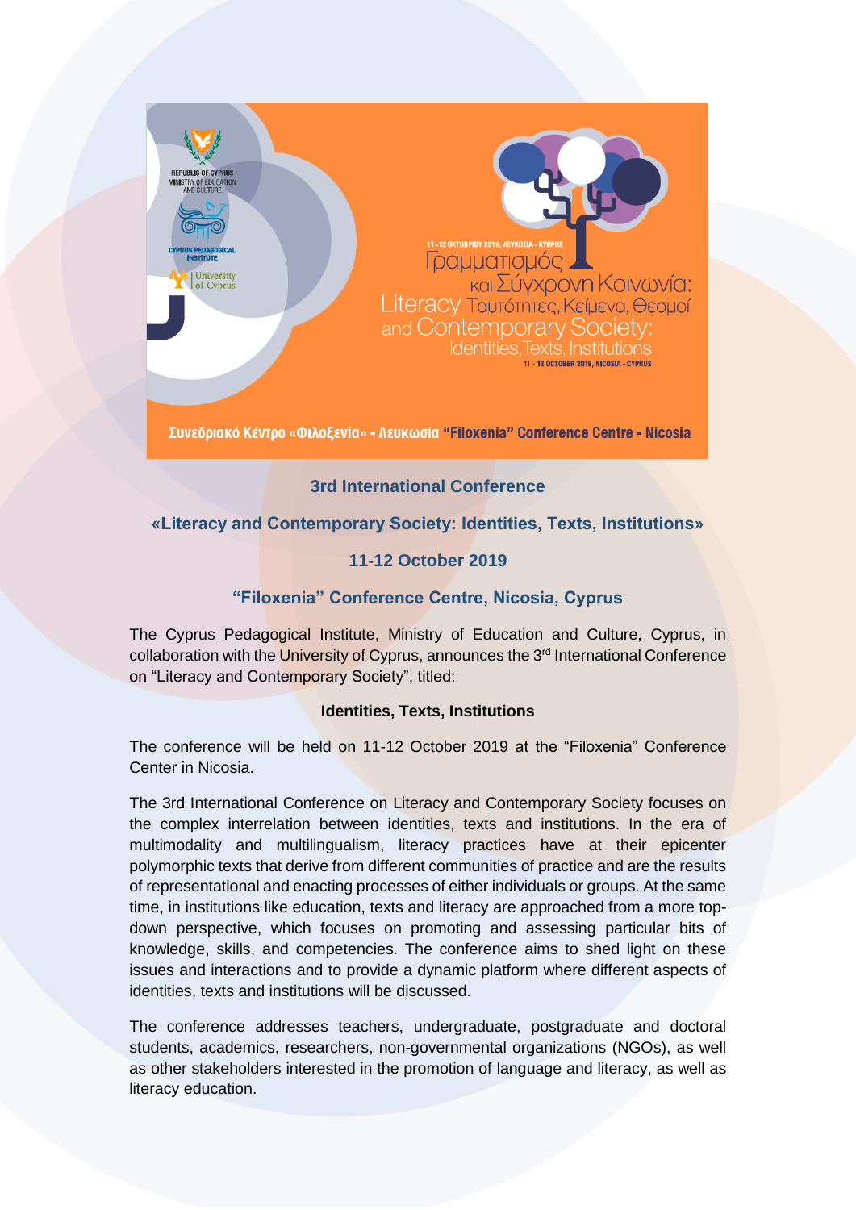REPUBLIC OF CYPRUS
MINISTRY OF EDUCATION AND CULTURE

CYPRUS PEDAGOGICAL INSTITUTE

University of Cyprus

11 - 12 ΟΚΤΩΒΡΙΟΥ 2019, ΛΕΥΚΩΣΙΑ - ΚΥΠΡΟΣ

Γραμματισμός και Σύγχρονη Κοινωνία: Ταυτότητες, Κείμενα, Θεσμοί

Literacy and Contemporary Society: Identities, Texts, Institutions

11 - 12 OCTOBER 2019, NICOSIA - CYPRUS

Συνεδριακό Κέντρο «Φιλοξενία» - Λευκωσία "Filoxenia" Conference Centre - Nicosia

**3rd International Conference**

**«Literacy and Contemporary Society: Identities, Texts, Institutions»**

**11-12 October 2019**

**"Filoxenia" Conference Centre, Nicosia, Cyprus**

The Cyprus Pedagogical Institute, Ministry of Education and Culture, Cyprus, in collaboration with the University of Cyprus, announces the 3rd International Conference on "Literacy and Contemporary Society", titled:

**Identities, Texts, Institutions**

The conference will be held on 11-12 October 2019 at the "Filoxenia" Conference Center in Nicosia.

The 3rd International Conference on Literacy and Contemporary Society focuses on the complex interrelation between identities, texts and institutions. In the era of multimodality and multilingualism, literacy practices have at their epicenter polymorphic texts that derive from different communities of practice and are the results of representational and enacting processes of either individuals or groups. At the same time, in institutions like education, texts and literacy are approached from a more top-down perspective, which focuses on promoting and assessing particular bits of knowledge, skills, and competencies. The conference aims to shed light on these issues and interactions and to provide a dynamic platform where different aspects of identities, texts and institutions will be discussed.

The conference addresses teachers, undergraduate, postgraduate and doctoral students, academics, researchers, non-governmental organizations (NGOs), as well as other stakeholders interested in the promotion of language and literacy, as well as literacy education.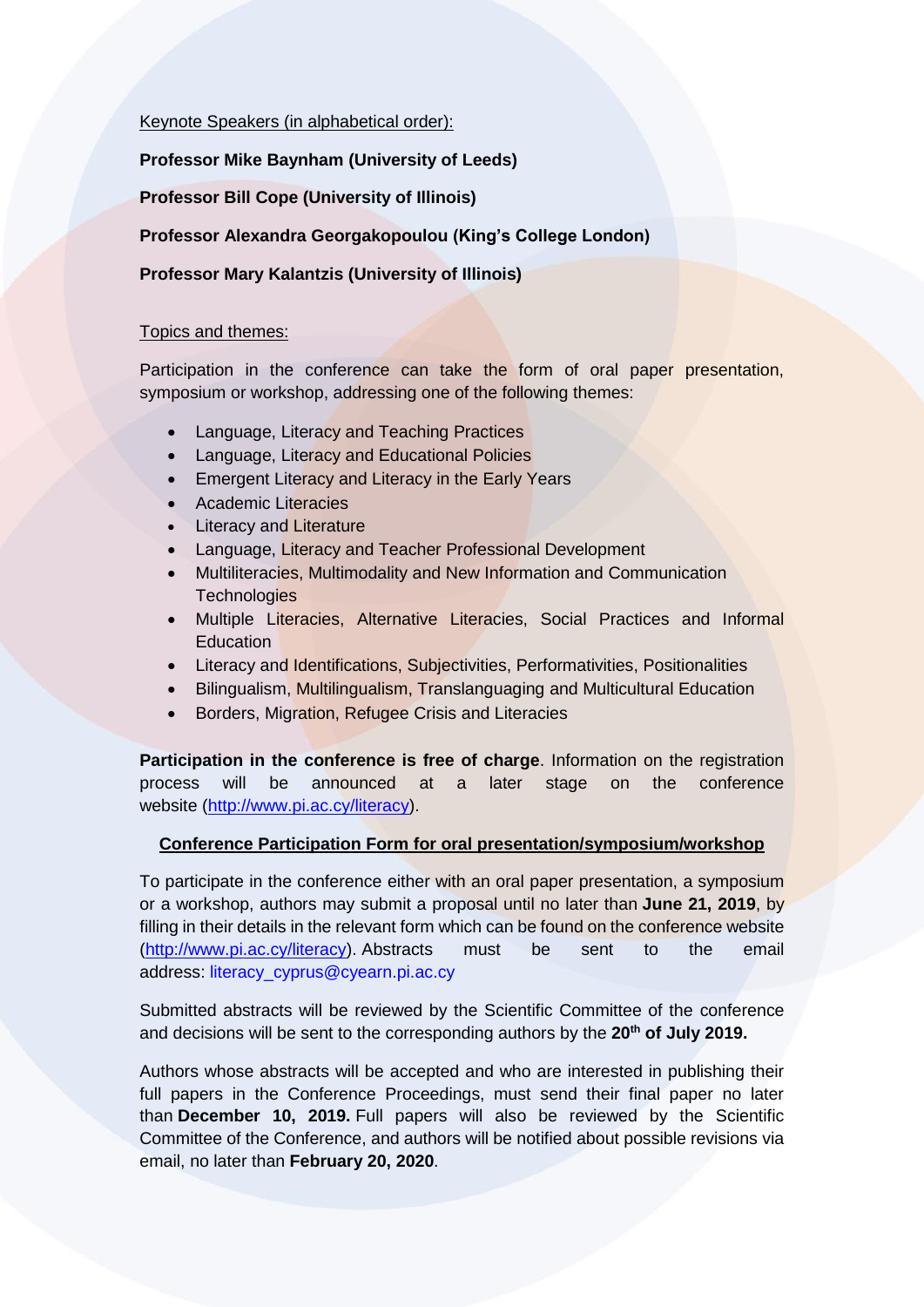Keynote Speakers (in alphabetical order):

**Professor Mike Baynham (University of Leeds)**

**Professor Bill Cope (University of Illinois)**

**Professor Alexandra Georgakopoulou (King's College London)**

**Professor Mary Kalantzis (University of Illinois)**

Topics and themes:

Participation in the conference can take the form of oral paper presentation, symposium or workshop, addressing one of the following themes:

- Language, Literacy and Teaching Practices
- Language, Literacy and Educational Policies
- Emergent Literacy and Literacy in the Early Years
- Academic Literacies
- Literacy and Literature
- Language, Literacy and Teacher Professional Development
- Multiliteracies, Multimodality and New Information and Communication Technologies
- Multiple Literacies, Alternative Literacies, Social Practices and Informal Education
- Literacy and Identifications, Subjectivities, Performativities, Positionalities
- Bilingualism, Multilingualism, Translanguaging and Multicultural Education
- Borders, Migration, Refugee Crisis and Literacies

**Participation in the conference is free of charge**. Information on the registration process will be announced at a later stage on the conference website (http://www.pi.ac.cy/literacy).

**Conference Participation Form for oral presentation/symposium/workshop**

To participate in the conference either with an oral paper presentation, a symposium or a workshop, authors may submit a proposal until no later than **June 21, 2019**, by filling in their details in the relevant form which can be found on the conference website (http://www.pi.ac.cy/literacy). Abstracts must be sent to the email address: literacy_cyprus@cyearn.pi.ac.cy

Submitted abstracts will be reviewed by the Scientific Committee of the conference and decisions will be sent to the corresponding authors by the **20th of July 2019.**

Authors whose abstracts will be accepted and who are interested in publishing their full papers in the Conference Proceedings, must send their final paper no later than **December 10, 2019.** Full papers will also be reviewed by the Scientific Committee of the Conference, and authors will be notified about possible revisions via email, no later than **February 20, 2020**.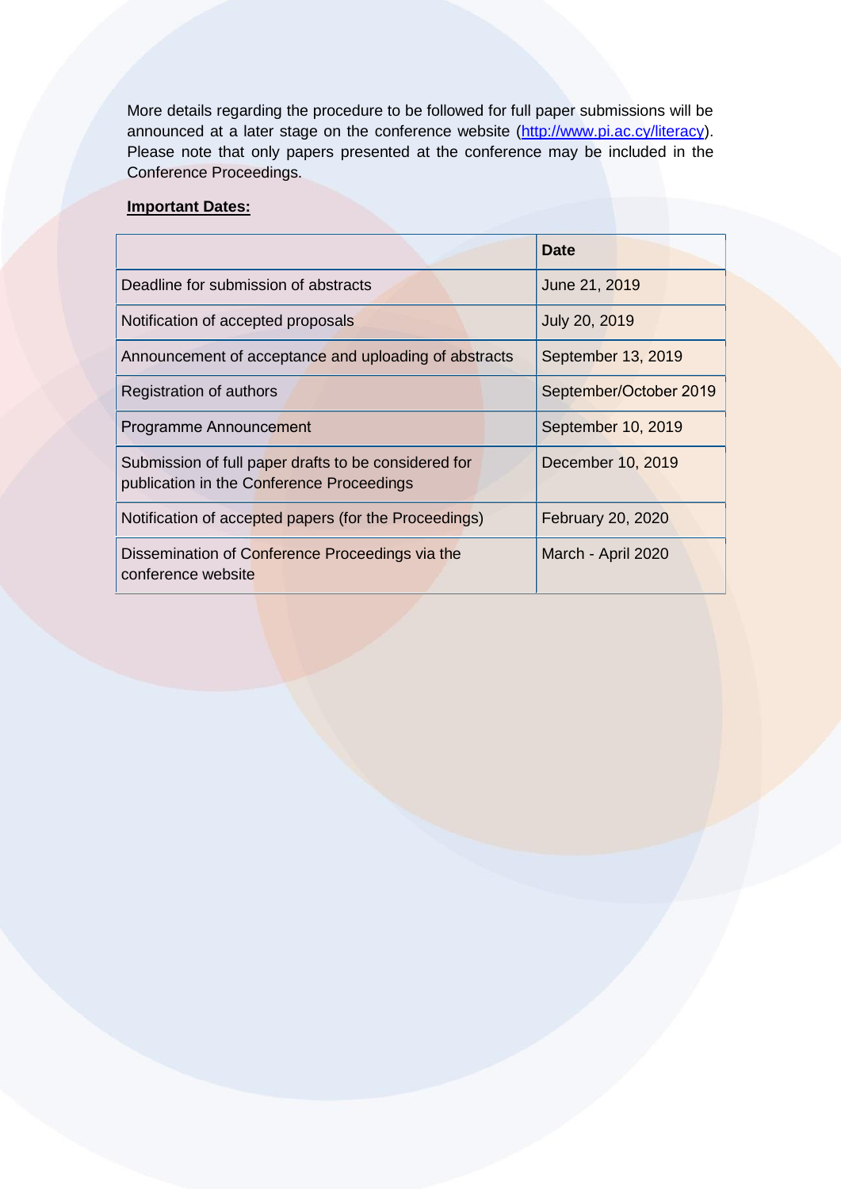More details regarding the procedure to be followed for full paper submissions will be announced at a later stage on the conference website ([http://www.pi.ac.cy/literacy](http://www.pi.ac.cy/literacy)). Please note that only papers presented at the conference may be included in the Conference Proceedings.

**Important Dates:**

| | **Date** |
|---|---|
| Deadline for submission of abstracts | June 21, 2019 |
| Notification of accepted proposals | July 20, 2019 |
| Announcement of acceptance and uploading of abstracts | September 13, 2019 |
| Registration of authors | September/October 2019 |
| Programme Announcement | September 10, 2019 |
| Submission of full paper drafts to be considered for publication in the Conference Proceedings | December 10, 2019 |
| Notification of accepted papers (for the Proceedings) | February 20, 2020 |
| Dissemination of Conference Proceedings via the conference website | March - April 2020 |